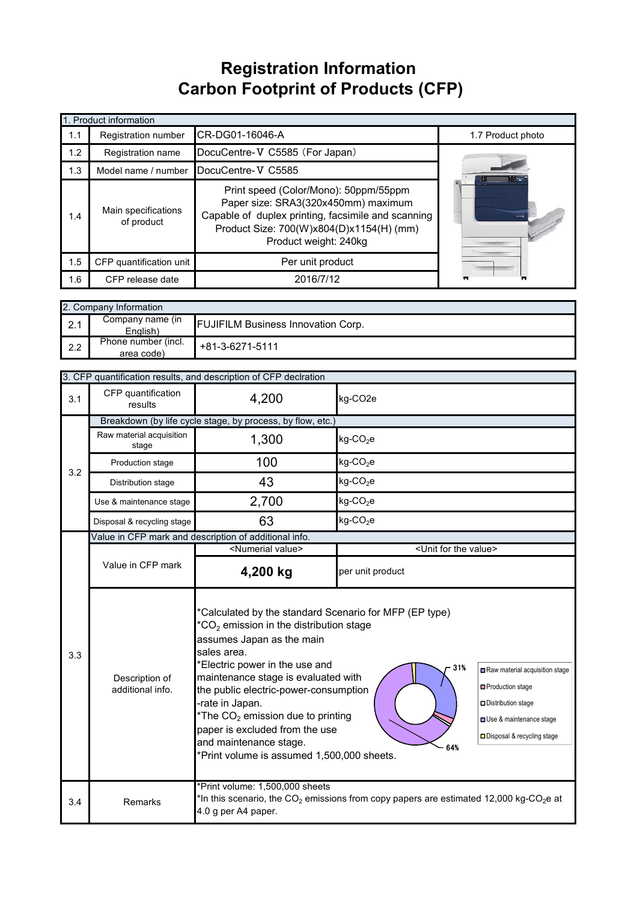# Registration Information
# Carbon Footprint of Products (CFP)

| 1. Product information | | | |
|---|---|---|---|
| 1.1 | Registration number | CR-DG01-16046-A | 1.7 Product photo |
| 1.2 | Registration name | DocuCentre-Ⅴ C5585（For Japan） | |
| 1.3 | Model name / number | DocuCentre-Ⅴ C5585 | |
| 1.4 | Main specifications of product | Print speed (Color/Mono): 50ppm/55ppm<br>Paper size: SRA3(320x450mm) maximum<br>Capable of duplex printing, facsimile and scanning<br>Product Size: 700(W)x804(D)x1154(H) (mm)<br>Product weight: 240kg | |
| 1.5 | CFP quantification unit | Per unit product | |
| 1.6 | CFP release date | 2016/7/12 | |

| 2. Company Information | | |
|---|---|---|
| 2.1 | Company name (in English) | FUJIFILM Business Innovation Corp. |
| 2.2 | Phone number (incl. area code) | +81-3-6271-5111 |

| 3. CFP quantification results, and description of CFP declration | | | |
|---|---|---|---|
| 3.1 | CFP quantification results | 4,200 | kg-CO2e |
| 3.2 | Breakdown (by life cycle stage, by process, by flow, etc.) | | |
| | Raw material acquisition stage | 1,300 | kg-$CO_2$e |
| | Production stage | 100 | kg-$CO_2$e |
| | Distribution stage | 43 | kg-$CO_2$e |
| | Use & maintenance stage | 2,700 | kg-$CO_2$e |
| | Disposal & recycling stage | 63 | kg-$CO_2$e |
| 3.3 | Value in CFP mark and description of additional info. | | |
| | | <Numerial value> | <Unit for the value> |
| | Value in CFP mark | **4,200 kg** | per unit product |
| | Description of additional info. | *Calculated by the standard Scenario for MFP (EP type)<br>*$CO_2$ emission in the distribution stage assumes Japan as the main sales area.<br>*Electric power in the use and maintenance stage is evaluated with the public electric-power-consumption -rate in Japan.<br>*The $CO_2$ emission due to printing paper is excluded from the use and maintenance stage.<br>*Print volume is assumed 1,500,000 sheets.<br>[Chart: Raw material acquisition stage 31%; Production stage; Distribution stage; Use & maintenance stage 64%; Disposal & recycling stage] | |
| 3.4 | Remarks | *Print volume: 1,500,000 sheets<br>*In this scenario, the $CO_2$ emissions from copy papers are estimated 12,000 kg-$CO_2$e at 4.0 g per A4 paper. | |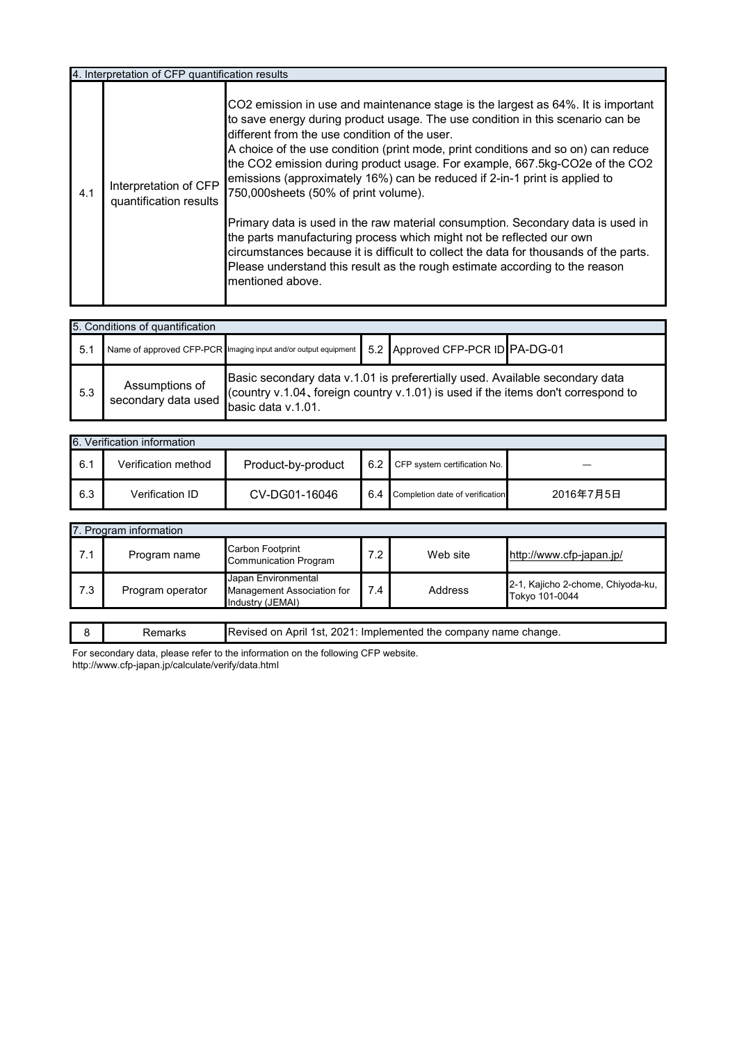## 4. Interpretation of CFP quantification results

| | | |
|---|---|---|
| 4.1 | Interpretation of CFP quantification results | $CO_2$ emission in use and maintenance stage is the largest as 64%. It is important to save energy during product usage. The use condition in this scenario can be different from the use condition of the user.<br>A choice of the use condition (print mode, print conditions and so on) can reduce the $CO_2$ emission during product usage. For example, 667.5kg-$CO_2e$ of the $CO_2$ emissions (approximately 16%) can be reduced if 2-in-1 print is applied to 750,000sheets (50% of print volume).<br><br>Primary data is used in the raw material consumption. Secondary data is used in the parts manufacturing process which might not be reflected our own circumstances because it is difficult to collect the data for thousands of the parts. Please understand this result as the rough estimate according to the reason mentioned above. |

## 5. Conditions of quantification

| | | | | | |
|---|---|---|---|---|---|
| 5.1 | Name of approved CFP-PCR | Imaging input and/or output equipment | 5.2 | Approved CFP-PCR ID | PA-DG-01 |
| 5.3 | Assumptions of secondary data used | Basic secondary data v.1.01 is preferertially used. Available secondary data (country v.1.04、foreign country v.1.01) is used if the items don't correspond to basic data v.1.01. | | | |

## 6. Verification information

| | | | | | |
|---|---|---|---|---|---|
| 6.1 | Verification method | Product-by-product | 6.2 | CFP system certification No. | ― |
| 6.3 | Verification ID | CV-DG01-16046 | 6.4 | Completion date of verification | 2016年7月5日 |

## 7. Program information

| | | | | | |
|---|---|---|---|---|---|
| 7.1 | Program name | Carbon Footprint Communication Program | 7.2 | Web site | http://www.cfp-japan.jp/ |
| 7.3 | Program operator | Japan Environmental Management Association for Industry (JEMAI) | 7.4 | Address | 2-1, Kajicho 2-chome, Chiyoda-ku, Tokyo 101-0044 |

| | | |
|---|---|---|
| 8 | Remarks | Revised on April 1st, 2021: Implemented the company name change. |

For secondary data, please refer to the information on the following CFP website.
http://www.cfp-japan.jp/calculate/verify/data.html